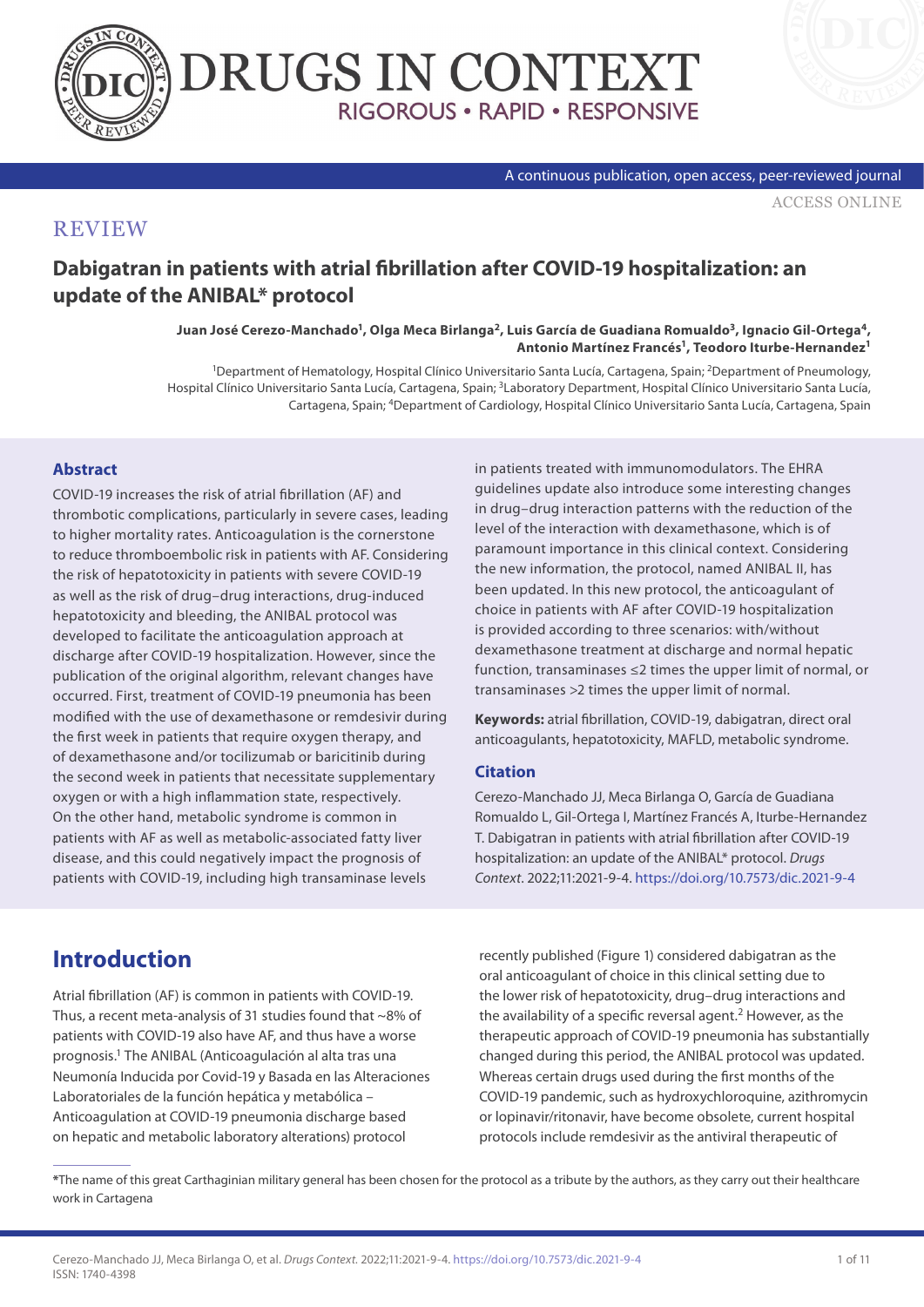REVIEW

# Dabigatran in patients with atrial fibrillation after COVID-19 hospitalization: an update of the ANIBAL* protocol

**Juan José Cerezo-Manchado[1], Olga Meca Birlanga[2], Luis García de Guadiana Romualdo[3], Ignacio Gil-Ortega[4], Antonio Martínez Francés[1], Teodoro Iturbe-Hernandez[1]**

[1]Department of Hematology, Hospital Clínico Universitario Santa Lucía, Cartagena, Spain; [2]Department of Pneumology, Hospital Clínico Universitario Santa Lucía, Cartagena, Spain; [3]Laboratory Department, Hospital Clínico Universitario Santa Lucía, Cartagena, Spain; [4]Department of Cardiology, Hospital Clínico Universitario Santa Lucía, Cartagena, Spain

## Abstract

COVID-19 increases the risk of atrial fibrillation (AF) and thrombotic complications, particularly in severe cases, leading to higher mortality rates. Anticoagulation is the cornerstone to reduce thromboembolic risk in patients with AF. Considering the risk of hepatotoxicity in patients with severe COVID-19 as well as the risk of drug–drug interactions, drug-induced hepatotoxicity and bleeding, the ANIBAL protocol was developed to facilitate the anticoagulation approach at discharge after COVID-19 hospitalization. However, since the publication of the original algorithm, relevant changes have occurred. First, treatment of COVID-19 pneumonia has been modified with the use of dexamethasone or remdesivir during the first week in patients that require oxygen therapy, and of dexamethasone and/or tocilizumab or baricitinib during the second week in patients that necessitate supplementary oxygen or with a high inflammation state, respectively. On the other hand, metabolic syndrome is common in patients with AF as well as metabolic-associated fatty liver disease, and this could negatively impact the prognosis of patients with COVID-19, including high transaminase levels in patients treated with immunomodulators. The EHRA guidelines update also introduce some interesting changes in drug–drug interaction patterns with the reduction of the level of the interaction with dexamethasone, which is of paramount importance in this clinical context. Considering the new information, the protocol, named ANIBAL II, has been updated. In this new protocol, the anticoagulant of choice in patients with AF after COVID-19 hospitalization is provided according to three scenarios: with/without dexamethasone treatment at discharge and normal hepatic function, transaminases ≤2 times the upper limit of normal, or transaminases >2 times the upper limit of normal.

**Keywords:** atrial fibrillation, COVID-19, dabigatran, direct oral anticoagulants, hepatotoxicity, MAFLD, metabolic syndrome.

### Citation

Cerezo-Manchado JJ, Meca Birlanga O, García de Guadiana Romualdo L, Gil-Ortega I, Martínez Francés A, Iturbe-Hernandez T. Dabigatran in patients with atrial fibrillation after COVID-19 hospitalization: an update of the ANIBAL* protocol. *Drugs Context*. 2022;11:2021-9-4. https://doi.org/10.7573/dic.2021-9-4

## Introduction

Atrial fibrillation (AF) is common in patients with COVID-19. Thus, a recent meta-analysis of 31 studies found that ~8% of patients with COVID-19 also have AF, and thus have a worse prognosis.[1] The ANIBAL (Anticoagulación al alta tras una Neumonía Inducida por Covid-19 y Basada en las Alteraciones Laboratoriales de la función hepática y metabólica – Anticoagulation at COVID-19 pneumonia discharge based on hepatic and metabolic laboratory alterations) protocol recently published (Figure 1) considered dabigatran as the oral anticoagulant of choice in this clinical setting due to the lower risk of hepatotoxicity, drug–drug interactions and the availability of a specific reversal agent.[2] However, as the therapeutic approach of COVID-19 pneumonia has substantially changed during this period, the ANIBAL protocol was updated. Whereas certain drugs used during the first months of the COVID-19 pandemic, such as hydroxychloroquine, azithromycin or lopinavir/ritonavir, have become obsolete, current hospital protocols include remdesivir as the antiviral therapeutic of

*The name of this great Carthaginian military general has been chosen for the protocol as a tribute by the authors, as they carry out their healthcare work in Cartagena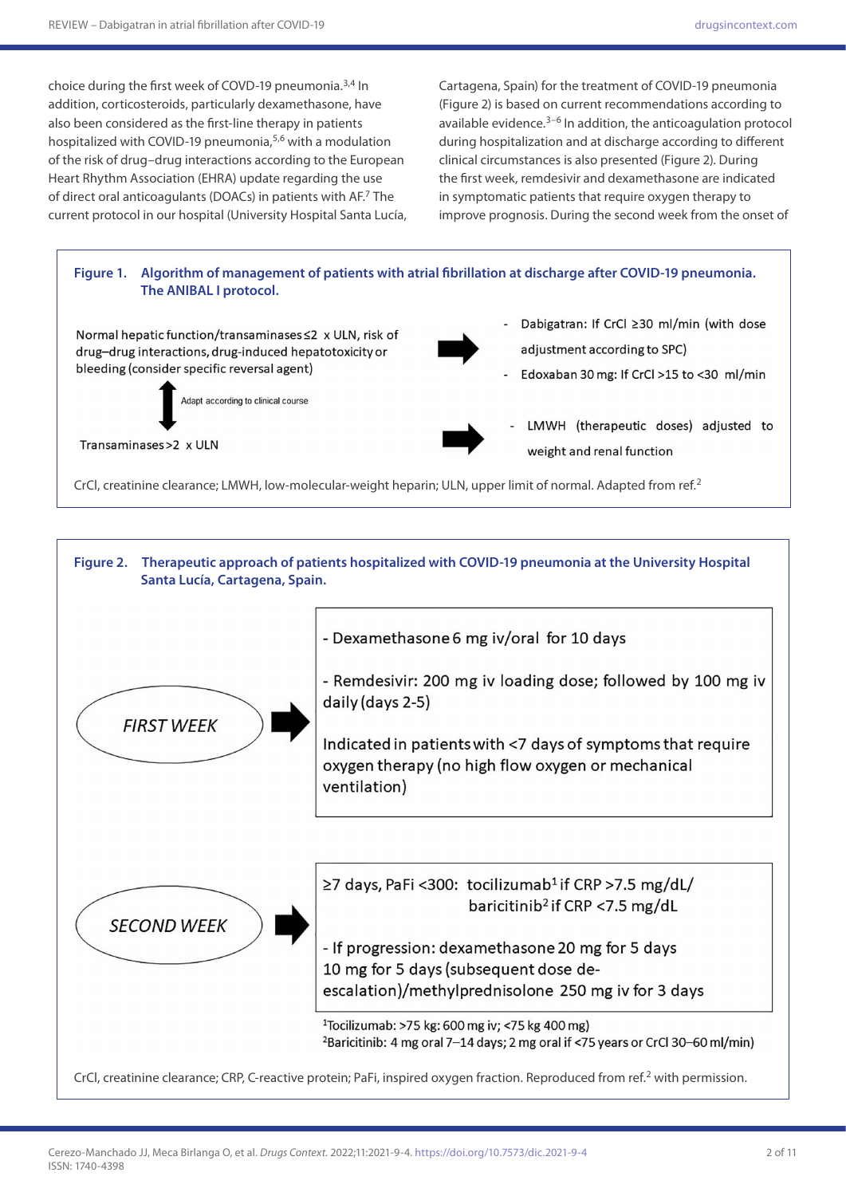choice during the first week of COVID-19 pneumonia.[3,4] In addition, corticosteroids, particularly dexamethasone, have also been considered as the first-line therapy in patients hospitalized with COVID-19 pneumonia,[5,6] with a modulation of the risk of drug–drug interactions according to the European Heart Rhythm Association (EHRA) update regarding the use of direct oral anticoagulants (DOACs) in patients with AF.[7] The current protocol in our hospital (University Hospital Santa Lucía, Cartagena, Spain) for the treatment of COVID-19 pneumonia (Figure 2) is based on current recommendations according to available evidence.[3–6] In addition, the anticoagulation protocol during hospitalization and at discharge according to different clinical circumstances is also presented (Figure 2). During the first week, remdesivir and dexamethasone are indicated in symptomatic patients that require oxygen therapy to improve prognosis. During the second week from the onset of

**Figure 1. Algorithm of management of patients with atrial fibrillation at discharge after COVID-19 pneumonia. The ANIBAL I protocol.**

Normal hepatic function/transaminases ≤2 x ULN, risk of drug–drug interactions, drug-induced hepatotoxicity or bleeding (consider specific reversal agent) →
- Dabigatran: If CrCl ≥30 ml/min (with dose adjustment according to SPC)
- Edoxaban 30 mg: If CrCl >15 to <30 ml/min

↕ Adapt according to clinical course

Transaminases >2 x ULN →
- LMWH (therapeutic doses) adjusted to weight and renal function

CrCl, creatinine clearance; LMWH, low-molecular-weight heparin; ULN, upper limit of normal. Adapted from ref.[2]

**Figure 2. Therapeutic approach of patients hospitalized with COVID-19 pneumonia at the University Hospital Santa Lucía, Cartagena, Spain.**

*FIRST WEEK* →
- Dexamethasone 6 mg iv/oral for 10 days
- Remdesivir: 200 mg iv loading dose; followed by 100 mg iv daily (days 2-5)

Indicated in patients with <7 days of symptoms that require oxygen therapy (no high flow oxygen or mechanical ventilation)

*SECOND WEEK* →

≥7 days, PaFi <300: tocilizumab[1] if CRP >7.5 mg/dL/ baricitinib[2] if CRP <7.5 mg/dL

- If progression: dexamethasone 20 mg for 5 days 10 mg for 5 days (subsequent dose de-escalation)/methylprednisolone 250 mg iv for 3 days

[1]Tocilizumab: >75 kg: 600 mg iv; <75 kg 400 mg)
[2]Baricitinib: 4 mg oral 7–14 days; 2 mg oral if <75 years or CrCl 30–60 ml/min)

CrCl, creatinine clearance; CRP, C-reactive protein; PaFi, inspired oxygen fraction. Reproduced from ref.[2] with permission.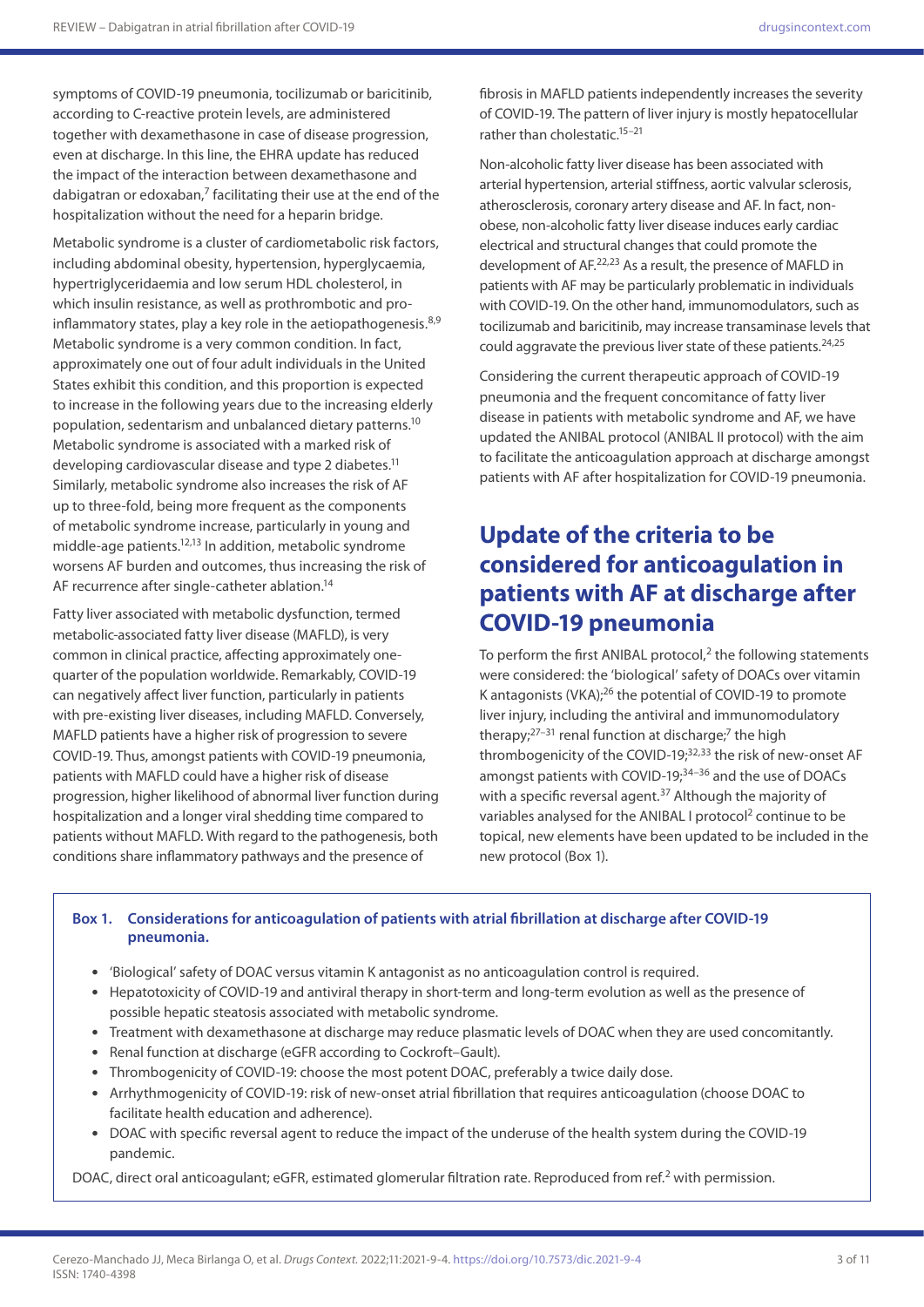symptoms of COVID-19 pneumonia, tocilizumab or baricitinib, according to C-reactive protein levels, are administered together with dexamethasone in case of disease progression, even at discharge. In this line, the EHRA update has reduced the impact of the interaction between dexamethasone and dabigatran or edoxaban,[7] facilitating their use at the end of the hospitalization without the need for a heparin bridge.

Metabolic syndrome is a cluster of cardiometabolic risk factors, including abdominal obesity, hypertension, hyperglycaemia, hypertriglyceridaemia and low serum HDL cholesterol, in which insulin resistance, as well as prothrombotic and pro-inflammatory states, play a key role in the aetiopathogenesis.[8,9] Metabolic syndrome is a very common condition. In fact, approximately one out of four adult individuals in the United States exhibit this condition, and this proportion is expected to increase in the following years due to the increasing elderly population, sedentarism and unbalanced dietary patterns.[10] Metabolic syndrome is associated with a marked risk of developing cardiovascular disease and type 2 diabetes.[11] Similarly, metabolic syndrome also increases the risk of AF up to three-fold, being more frequent as the components of metabolic syndrome increase, particularly in young and middle-age patients.[12,13] In addition, metabolic syndrome worsens AF burden and outcomes, thus increasing the risk of AF recurrence after single-catheter ablation.[14]

Fatty liver associated with metabolic dysfunction, termed metabolic-associated fatty liver disease (MAFLD), is very common in clinical practice, affecting approximately one-quarter of the population worldwide. Remarkably, COVID-19 can negatively affect liver function, particularly in patients with pre-existing liver diseases, including MAFLD. Conversely, MAFLD patients have a higher risk of progression to severe COVID-19. Thus, amongst patients with COVID-19 pneumonia, patients with MAFLD could have a higher risk of disease progression, higher likelihood of abnormal liver function during hospitalization and a longer viral shedding time compared to patients without MAFLD. With regard to the pathogenesis, both conditions share inflammatory pathways and the presence of fibrosis in MAFLD patients independently increases the severity of COVID-19. The pattern of liver injury is mostly hepatocellular rather than cholestatic.[15–21]

Non-alcoholic fatty liver disease has been associated with arterial hypertension, arterial stiffness, aortic valvular sclerosis, atherosclerosis, coronary artery disease and AF. In fact, non-obese, non-alcoholic fatty liver disease induces early cardiac electrical and structural changes that could promote the development of AF.[22,23] As a result, the presence of MAFLD in patients with AF may be particularly problematic in individuals with COVID-19. On the other hand, immunomodulators, such as tocilizumab and baricitinib, may increase transaminase levels that could aggravate the previous liver state of these patients.[24,25]

Considering the current therapeutic approach of COVID-19 pneumonia and the frequent concomitance of fatty liver disease in patients with metabolic syndrome and AF, we have updated the ANIBAL protocol (ANIBAL II protocol) with the aim to facilitate the anticoagulation approach at discharge amongst patients with AF after hospitalization for COVID-19 pneumonia.

## Update of the criteria to be considered for anticoagulation in patients with AF at discharge after COVID-19 pneumonia

To perform the first ANIBAL protocol,[2] the following statements were considered: the 'biological' safety of DOACs over vitamin K antagonists (VKA);[26] the potential of COVID-19 to promote liver injury, including the antiviral and immunomodulatory therapy;[27–31] renal function at discharge;[7] the high thrombogenicity of the COVID-19;[32,33] the risk of new-onset AF amongst patients with COVID-19;[34–36] and the use of DOACs with a specific reversal agent.[37] Although the majority of variables analysed for the ANIBAL I protocol[2] continue to be topical, new elements have been updated to be included in the new protocol (Box 1).

**Box 1. Considerations for anticoagulation of patients with atrial fibrillation at discharge after COVID-19 pneumonia.**

- 'Biological' safety of DOAC versus vitamin K antagonist as no anticoagulation control is required.
- Hepatotoxicity of COVID-19 and antiviral therapy in short-term and long-term evolution as well as the presence of possible hepatic steatosis associated with metabolic syndrome.
- Treatment with dexamethasone at discharge may reduce plasmatic levels of DOAC when they are used concomitantly.
- Renal function at discharge (eGFR according to Cockroft–Gault).
- Thrombogenicity of COVID-19: choose the most potent DOAC, preferably a twice daily dose.
- Arrhythmogenicity of COVID-19: risk of new-onset atrial fibrillation that requires anticoagulation (choose DOAC to facilitate health education and adherence).
- DOAC with specific reversal agent to reduce the impact of the underuse of the health system during the COVID-19 pandemic.

DOAC, direct oral anticoagulant; eGFR, estimated glomerular filtration rate. Reproduced from ref.[2] with permission.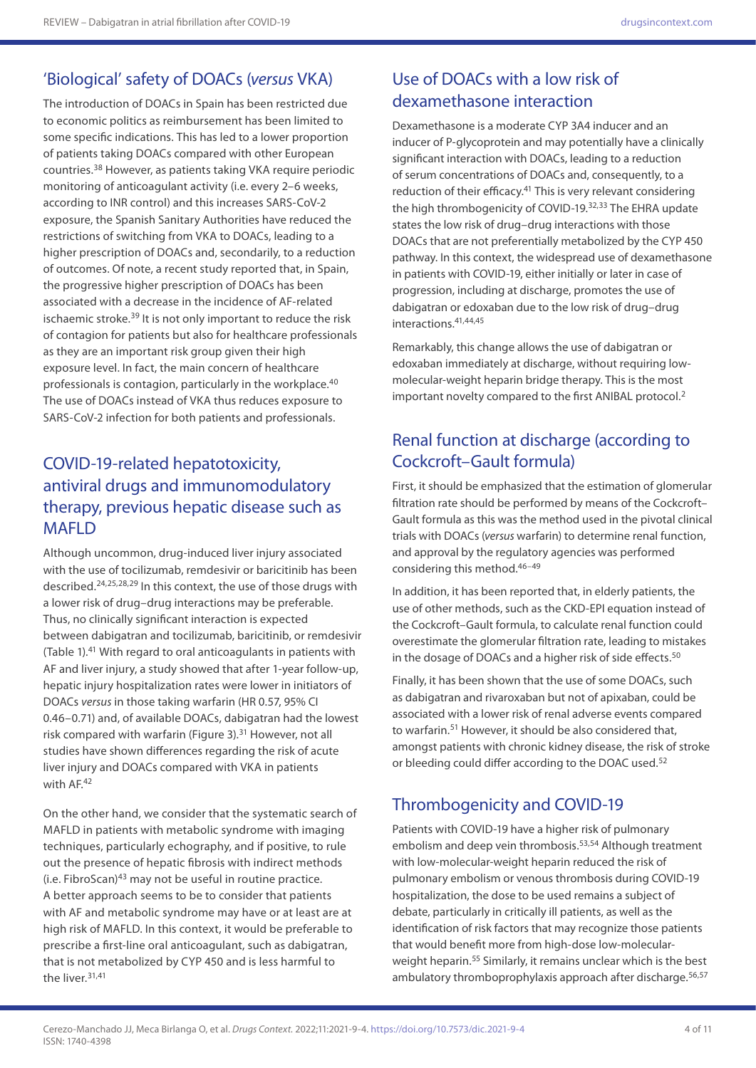## 'Biological' safety of DOACs (*versus* VKA)

The introduction of DOACs in Spain has been restricted due to economic politics as reimbursement has been limited to some specific indications. This has led to a lower proportion of patients taking DOACs compared with other European countries.[38] However, as patients taking VKA require periodic monitoring of anticoagulant activity (i.e. every 2–6 weeks, according to INR control) and this increases SARS-CoV-2 exposure, the Spanish Sanitary Authorities have reduced the restrictions of switching from VKA to DOACs, leading to a higher prescription of DOACs and, secondarily, to a reduction of outcomes. Of note, a recent study reported that, in Spain, the progressive higher prescription of DOACs has been associated with a decrease in the incidence of AF-related ischaemic stroke.[39] It is not only important to reduce the risk of contagion for patients but also for healthcare professionals as they are an important risk group given their high exposure level. In fact, the main concern of healthcare professionals is contagion, particularly in the workplace.[40] The use of DOACs instead of VKA thus reduces exposure to SARS-CoV-2 infection for both patients and professionals.

## COVID-19-related hepatotoxicity, antiviral drugs and immunomodulatory therapy, previous hepatic disease such as MAFLD

Although uncommon, drug-induced liver injury associated with the use of tocilizumab, remdesivir or baricitinib has been described.[24,25,28,29] In this context, the use of those drugs with a lower risk of drug–drug interactions may be preferable. Thus, no clinically significant interaction is expected between dabigatran and tocilizumab, baricitinib, or remdesivir (Table 1).[41] With regard to oral anticoagulants in patients with AF and liver injury, a study showed that after 1-year follow-up, hepatic injury hospitalization rates were lower in initiators of DOACs *versus* in those taking warfarin (HR 0.57, 95% CI 0.46–0.71) and, of available DOACs, dabigatran had the lowest risk compared with warfarin (Figure 3).[31] However, not all studies have shown differences regarding the risk of acute liver injury and DOACs compared with VKA in patients with AF.[42]

On the other hand, we consider that the systematic search of MAFLD in patients with metabolic syndrome with imaging techniques, particularly echography, and if positive, to rule out the presence of hepatic fibrosis with indirect methods (i.e. FibroScan)[43] may not be useful in routine practice. A better approach seems to be to consider that patients with AF and metabolic syndrome may have or at least are at high risk of MAFLD. In this context, it would be preferable to prescribe a first-line oral anticoagulant, such as dabigatran, that is not metabolized by CYP 450 and is less harmful to the liver.[31,41]

## Use of DOACs with a low risk of dexamethasone interaction

Dexamethasone is a moderate CYP 3A4 inducer and an inducer of P-glycoprotein and may potentially have a clinically significant interaction with DOACs, leading to a reduction of serum concentrations of DOACs and, consequently, to a reduction of their efficacy.[41] This is very relevant considering the high thrombogenicity of COVID-19.[32,33] The EHRA update states the low risk of drug–drug interactions with those DOACs that are not preferentially metabolized by the CYP 450 pathway. In this context, the widespread use of dexamethasone in patients with COVID-19, either initially or later in case of progression, including at discharge, promotes the use of dabigatran or edoxaban due to the low risk of drug–drug interactions.[41,44,45]

Remarkably, this change allows the use of dabigatran or edoxaban immediately at discharge, without requiring low-molecular-weight heparin bridge therapy. This is the most important novelty compared to the first ANIBAL protocol.[2]

## Renal function at discharge (according to Cockcroft–Gault formula)

First, it should be emphasized that the estimation of glomerular filtration rate should be performed by means of the Cockcroft–Gault formula as this was the method used in the pivotal clinical trials with DOACs (*versus* warfarin) to determine renal function, and approval by the regulatory agencies was performed considering this method.[46–49]

In addition, it has been reported that, in elderly patients, the use of other methods, such as the CKD-EPI equation instead of the Cockcroft–Gault formula, to calculate renal function could overestimate the glomerular filtration rate, leading to mistakes in the dosage of DOACs and a higher risk of side effects.[50]

Finally, it has been shown that the use of some DOACs, such as dabigatran and rivaroxaban but not of apixaban, could be associated with a lower risk of renal adverse events compared to warfarin.[51] However, it should be also considered that, amongst patients with chronic kidney disease, the risk of stroke or bleeding could differ according to the DOAC used.[52]

## Thrombogenicity and COVID-19

Patients with COVID-19 have a higher risk of pulmonary embolism and deep vein thrombosis.[53,54] Although treatment with low-molecular-weight heparin reduced the risk of pulmonary embolism or venous thrombosis during COVID-19 hospitalization, the dose to be used remains a subject of debate, particularly in critically ill patients, as well as the identification of risk factors that may recognize those patients that would benefit more from high-dose low-molecular-weight heparin.[55] Similarly, it remains unclear which is the best ambulatory thromboprophylaxis approach after discharge.[56,57]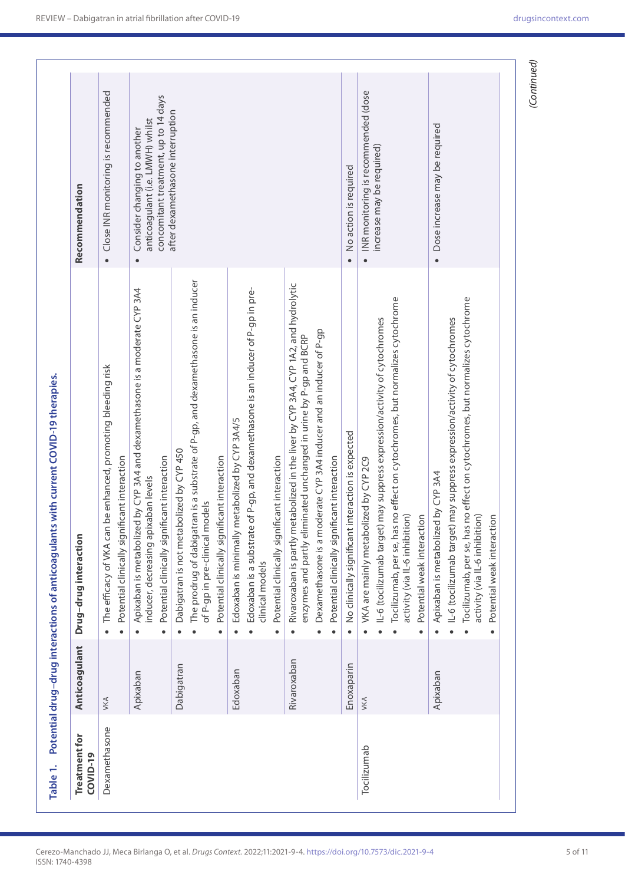**Table 1.** Potential drug–drug interactions of anticoagulants with current COVID-19 therapies.

| Treatment for COVID-19 | Anticoagulant | Drug–drug interaction | Recommendation |
|---|---|---|---|
| Dexamethasone | VKA | • The efficacy of VKA can be enhanced, promoting bleeding risk<br>• Potential clinically significant interaction | • Close INR monitoring is recommended |
| | Apixaban | • Apixaban is metabolized by CYP 3A4 and dexamethasone is a moderate CYP 3A4 inducer, decreasing apixaban levels<br>• Potential clinically significant interaction | • Consider changing to another anticoagulant (i.e. LMWH) whilst concomitant treatment, up to 14 days after dexamethasone interruption |
| | Dabigatran | • Dabigatran is not metabolized by CYP 450<br>• The prodrug of dabigatran is a substrate of P-gp, and dexamethasone is an inducer of P-gp in pre-clinical models<br>• Potential clinically significant interaction | |
| | Edoxaban | • Edoxaban is minimally metabolized by CYP 3A4/5<br>• Edoxaban is a substrate of P-gp, and dexamethasone is an inducer of P-gp in pre-clinical models<br>• Potential clinically significant interaction | |
| | Rivaroxaban | • Rivaroxaban is partly metabolized in the liver by CYP 3A4, CYP 1A2, and hydrolytic enzymes and partly eliminated unchanged in urine by P-gp and BCRP<br>• Dexamethasone is a moderate CYP 3A4 inducer and an inducer of P-gp<br>• Potential clinically significant interaction | |
| | Enoxaparin | • No clinically significant interaction is expected | • No action is required |
| Tocilizumab | VKA | • VKA are mainly metabolized by CYP 2C9<br>• IL-6 (tocilizumab target) may suppress expression/activity of cytochromes<br>• Tocilizumab, per se, has no effect on cytochromes, but normalizes cytochrome activity (via IL-6 inhibition)<br>• Potential weak interaction | • INR monitoring is recommended (dose increase may be required) |
| | Apixaban | • Apixaban is metabolized by CYP 3A4<br>• IL-6 (tocilizumab target) may suppress expression/activity of cytochromes<br>• Tocilizumab, per se, has no effect on cytochromes, but normalizes cytochrome activity (via IL-6 inhibition)<br>• Potential weak interaction | • Dose increase may be required |

*(Continued)*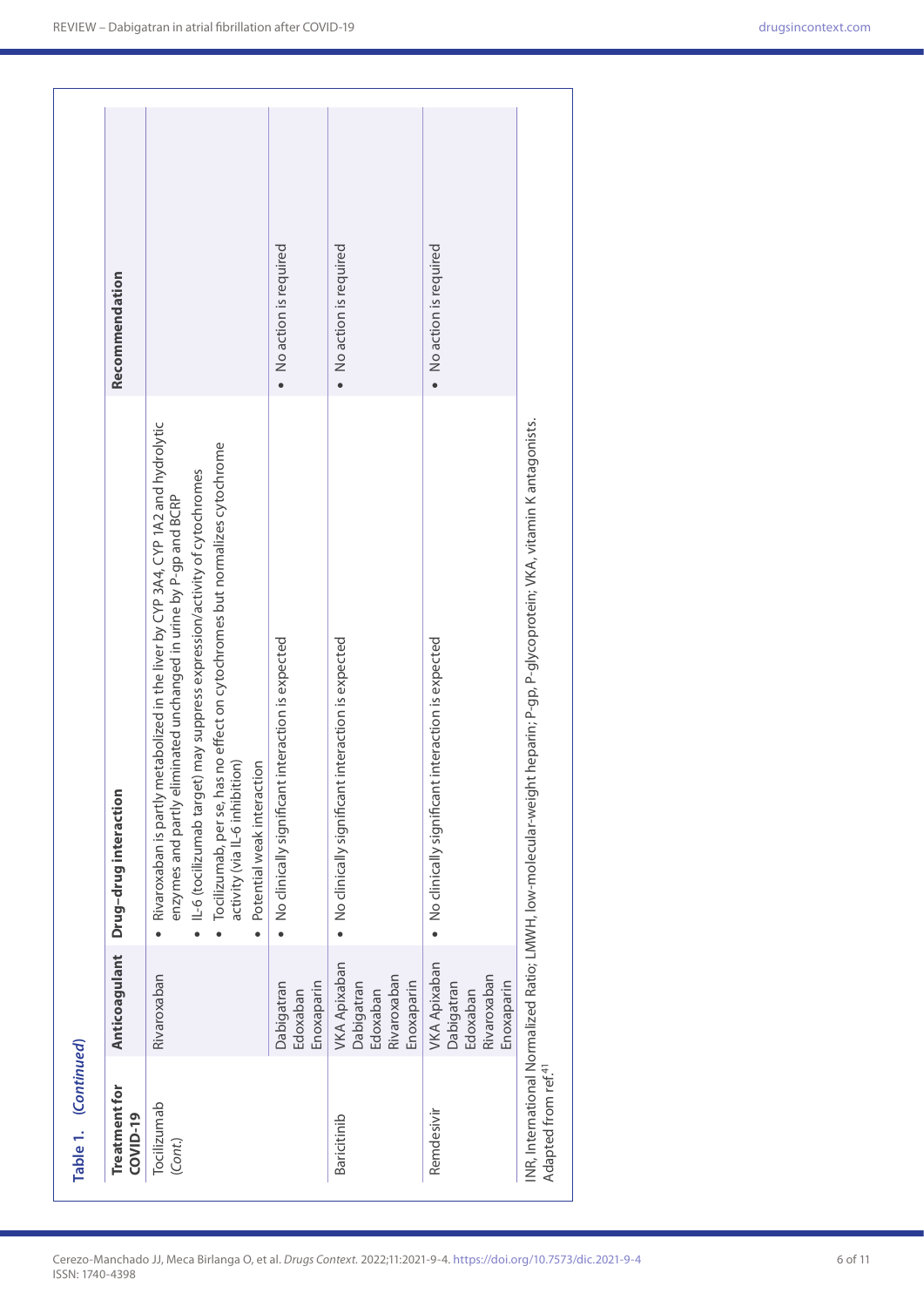**Table 1.** *(Continued)*

| Treatment for COVID-19 | Anticoagulant | Drug–drug interaction | Recommendation |
|---|---|---|---|
| Tocilizumab (*Cont.*) | Rivaroxaban | • Rivaroxaban is partly metabolized in the liver by CYP 3A4, CYP 1A2 and hydrolytic enzymes and partly eliminated unchanged in urine by P-gp and BCRP<br>• IL-6 (tocilizumab target) may suppress expression/activity of cytochromes<br>• Tocilizumab, per se, has no effect on cytochromes but normalizes cytochrome activity (via IL-6 inhibition)<br>• Potential weak interaction | |
| | Dabigatran<br>Edoxaban<br>Enoxaparin | • No clinically significant interaction is expected | • No action is required |
| Baricitinib | VKA Apixaban<br>Dabigatran<br>Edoxaban<br>Rivaroxaban<br>Enoxaparin | • No clinically significant interaction is expected | • No action is required |
| Remdesivir | VKA Apixaban<br>Dabigatran<br>Edoxaban<br>Rivaroxaban<br>Enoxaparin | • No clinically significant interaction is expected | • No action is required |

INR, International Normalized Ratio; LMWH, low-molecular-weight heparin; P-gp, P-glycoprotein; VKA, vitamin K antagonists.
Adapted from ref.[41]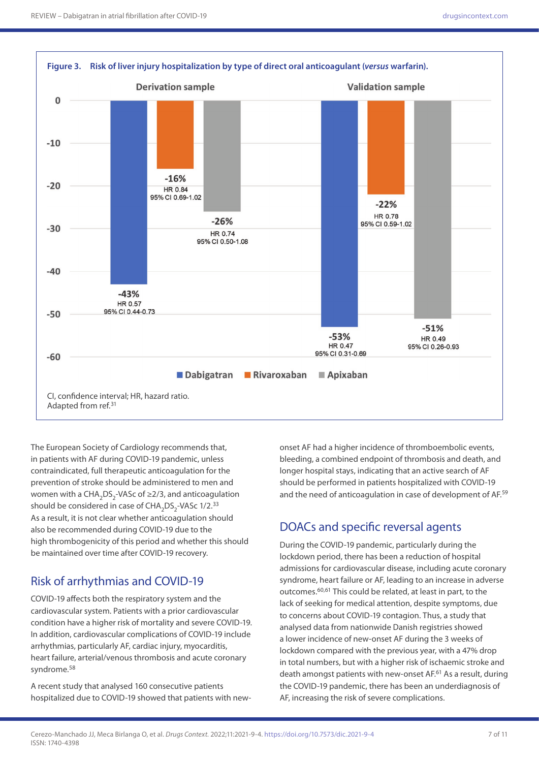**Figure 3. Risk of liver injury hospitalization by type of direct oral anticoagulant (*versus* warfarin).**

| | Dabigatran | Rivaroxaban | Apixaban |
|---|---|---|---|
| Derivation sample | -43% HR 0.57 95% CI 0.44-0.73 | -16% HR 0.84 95% CI 0.69-1.02 | -26% HR 0.74 95% CI 0.50-1.08 |
| Validation sample | -53% HR 0.47 95% CI 0.31-0.69 | -22% HR 0.78 95% CI 0.59-1.02 | -51% HR 0.49 95% CI 0.26-0.93 |

CI, confidence interval; HR, hazard ratio.
Adapted from ref.[31]

The European Society of Cardiology recommends that, in patients with AF during COVID-19 pandemic, unless contraindicated, full therapeutic anticoagulation for the prevention of stroke should be administered to men and women with a $CHA_2DS_2$-VASc of ≥2/3, and anticoagulation should be considered in case of $CHA_2DS_2$-VASc 1/2.[33] As a result, it is not clear whether anticoagulation should also be recommended during COVID-19 due to the high thrombogenicity of this period and whether this should be maintained over time after COVID-19 recovery.

## Risk of arrhythmias and COVID-19

COVID-19 affects both the respiratory system and the cardiovascular system. Patients with a prior cardiovascular condition have a higher risk of mortality and severe COVID-19. In addition, cardiovascular complications of COVID-19 include arrhythmias, particularly AF, cardiac injury, myocarditis, heart failure, arterial/venous thrombosis and acute coronary syndrome.[58]

A recent study that analysed 160 consecutive patients hospitalized due to COVID-19 showed that patients with new-onset AF had a higher incidence of thromboembolic events, bleeding, a combined endpoint of thrombosis and death, and longer hospital stays, indicating that an active search of AF should be performed in patients hospitalized with COVID-19 and the need of anticoagulation in case of development of AF.[59]

## DOACs and specific reversal agents

During the COVID-19 pandemic, particularly during the lockdown period, there has been a reduction of hospital admissions for cardiovascular disease, including acute coronary syndrome, heart failure or AF, leading to an increase in adverse outcomes.[60,61] This could be related, at least in part, to the lack of seeking for medical attention, despite symptoms, due to concerns about COVID-19 contagion. Thus, a study that analysed data from nationwide Danish registries showed a lower incidence of new-onset AF during the 3 weeks of lockdown compared with the previous year, with a 47% drop in total numbers, but with a higher risk of ischaemic stroke and death amongst patients with new-onset AF.[61] As a result, during the COVID-19 pandemic, there has been an underdiagnosis of AF, increasing the risk of severe complications.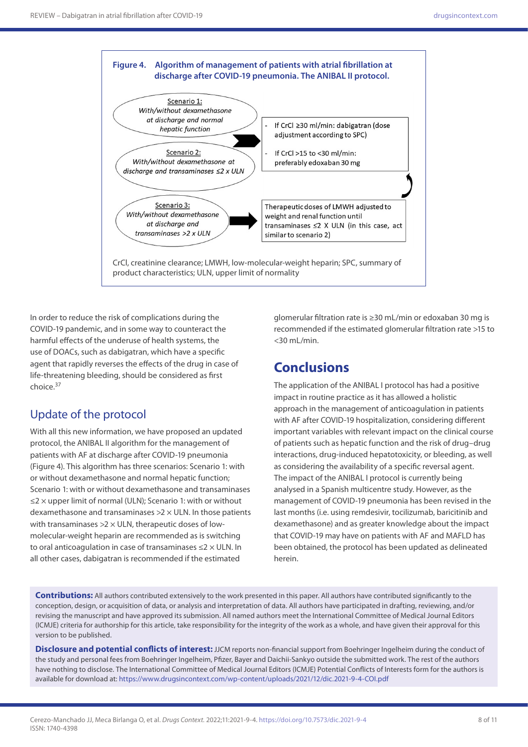**Figure 4. Algorithm of management of patients with atrial fibrillation at discharge after COVID-19 pneumonia. The ANIBAL II protocol.**

Scenario 1: *With/without dexamethasone at discharge and normal hepatic function*

Scenario 2: *With/without dexamethasone at discharge and transaminases ≤2 x ULN*

→

- If CrCl ≥30 ml/min: dabigatran (dose adjustment according to SPC)
- If CrCl >15 to <30 ml/min: preferably edoxaban 30 mg

Scenario 3: *With/without dexamethasone at discharge and transaminases >2 x ULN*

→ Therapeutic doses of LMWH adjusted to weight and renal function until transaminases ≤2 X ULN (in this case, act similar to scenario 2)

CrCl, creatinine clearance; LMWH, low-molecular-weight heparin; SPC, summary of product characteristics; ULN, upper limit of normality

In order to reduce the risk of complications during the COVID-19 pandemic, and in some way to counteract the harmful effects of the underuse of health systems, the use of DOACs, such as dabigatran, which have a specific agent that rapidly reverses the effects of the drug in case of life-threatening bleeding, should be considered as first choice.[37]

## Update of the protocol

With all this new information, we have proposed an updated protocol, the ANIBAL II algorithm for the management of patients with AF at discharge after COVID-19 pneumonia (Figure 4). This algorithm has three scenarios: Scenario 1: with or without dexamethasone and normal hepatic function; Scenario 1: with or without dexamethasone and transaminases ≤2 × upper limit of normal (ULN); Scenario 1: with or without dexamethasone and transaminases >2 × ULN. In those patients with transaminases >2 × ULN, therapeutic doses of low-molecular-weight heparin are recommended as is switching to oral anticoagulation in case of transaminases ≤2 × ULN. In all other cases, dabigatran is recommended if the estimated glomerular filtration rate is ≥30 mL/min or edoxaban 30 mg is recommended if the estimated glomerular filtration rate >15 to <30 mL/min.

# Conclusions

The application of the ANIBAL I protocol has had a positive impact in routine practice as it has allowed a holistic approach in the management of anticoagulation in patients with AF after COVID-19 hospitalization, considering different important variables with relevant impact on the clinical course of patients such as hepatic function and the risk of drug–drug interactions, drug-induced hepatotoxicity, or bleeding, as well as considering the availability of a specific reversal agent. The impact of the ANIBAL I protocol is currently being analysed in a Spanish multicentre study. However, as the management of COVID-19 pneumonia has been revised in the last months (i.e. using remdesivir, tocilizumab, baricitinib and dexamethasone) and as greater knowledge about the impact that COVID-19 may have on patients with AF and MAFLD has been obtained, the protocol has been updated as delineated herein.

**Contributions:** All authors contributed extensively to the work presented in this paper. All authors have contributed significantly to the conception, design, or acquisition of data, or analysis and interpretation of data. All authors have participated in drafting, reviewing, and/or revising the manuscript and have approved its submission. All named authors meet the International Committee of Medical Journal Editors (ICMJE) criteria for authorship for this article, take responsibility for the integrity of the work as a whole, and have given their approval for this version to be published.

**Disclosure and potential conflicts of interest:** JJCM reports non-financial support from Boehringer Ingelheim during the conduct of the study and personal fees from Boehringer Ingelheim, Pfizer, Bayer and Daichii-Sankyo outside the submitted work. The rest of the authors have nothing to disclose. The International Committee of Medical Journal Editors (ICMJE) Potential Conflicts of Interests form for the authors is available for download at: https://www.drugsincontext.com/wp-content/uploads/2021/12/dic.2021-9-4-COI.pdf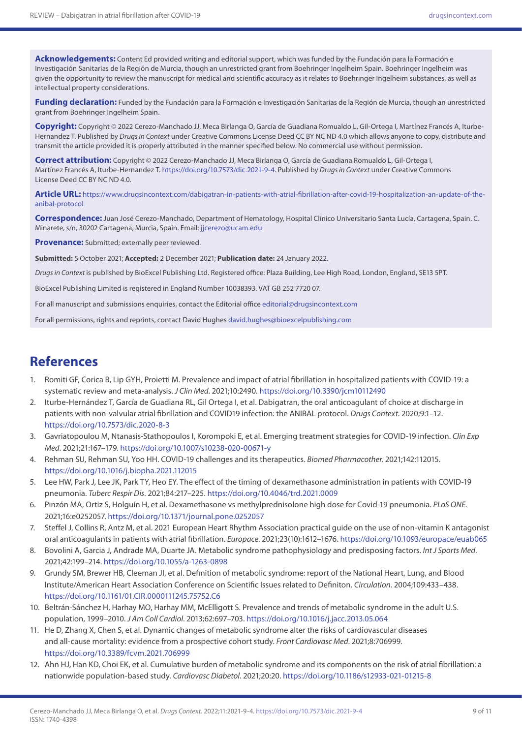**Acknowledgements:** Content Ed provided writing and editorial support, which was funded by the Fundación para la Formación e Investigación Sanitarias de la Región de Murcia, though an unrestricted grant from Boehringer Ingelheim Spain. Boehringer Ingelheim was given the opportunity to review the manuscript for medical and scientific accuracy as it relates to Boehringer Ingelheim substances, as well as intellectual property considerations.

**Funding declaration:** Funded by the Fundación para la Formación e Investigación Sanitarias de la Región de Murcia, though an unrestricted grant from Boehringer Ingelheim Spain.

**Copyright:** Copyright © 2022 Cerezo-Manchado JJ, Meca Birlanga O, García de Guadiana Romualdo L, Gil-Ortega I, Martínez Francés A, Iturbe-Hernandez T. Published by *Drugs in Context* under Creative Commons License Deed CC BY NC ND 4.0 which allows anyone to copy, distribute and transmit the article provided it is properly attributed in the manner specified below. No commercial use without permission.

**Correct attribution:** Copyright © 2022 Cerezo-Manchado JJ, Meca Birlanga O, García de Guadiana Romualdo L, Gil-Ortega I, Martínez Francés A, Iturbe-Hernandez T. https://doi.org/10.7573/dic.2021-9-4. Published by *Drugs in Context* under Creative Commons License Deed CC BY NC ND 4.0.

**Article URL:** https://www.drugsincontext.com/dabigatran-in-patients-with-atrial-fibrillation-after-covid-19-hospitalization-an-update-of-the-anibal-protocol

**Correspondence:** Juan José Cerezo-Manchado, Department of Hematology, Hospital Clínico Universitario Santa Lucía, Cartagena, Spain. C. Minarete, s/n, 30202 Cartagena, Murcia, Spain. Email: jjcerezo@ucam.edu

**Provenance:** Submitted; externally peer reviewed.

**Submitted:** 5 October 2021; **Accepted:** 2 December 2021; **Publication date:** 24 January 2022.

*Drugs in Context* is published by BioExcel Publishing Ltd. Registered office: Plaza Building, Lee High Road, London, England, SE13 5PT.

BioExcel Publishing Limited is registered in England Number 10038393. VAT GB 252 7720 07.

For all manuscript and submissions enquiries, contact the Editorial office editorial@drugsincontext.com

For all permissions, rights and reprints, contact David Hughes david.hughes@bioexcelpublishing.com

## References

1. Romiti GF, Corica B, Lip GYH, Proietti M. Prevalence and impact of atrial fibrillation in hospitalized patients with COVID-19: a systematic review and meta-analysis. *J Clin Med*. 2021;10:2490. https://doi.org/10.3390/jcm10112490
2. Iturbe-Hernández T, García de Guadiana RL, Gil Ortega I, et al. Dabigatran, the oral anticoagulant of choice at discharge in patients with non-valvular atrial fibrillation and COVID19 infection: the ANIBAL protocol. *Drugs Context*. 2020;9:1–12. https://doi.org/10.7573/dic.2020-8-3
3. Gavriatopoulou M, Ntanasis-Stathopoulos I, Korompoki E, et al. Emerging treatment strategies for COVID-19 infection. *Clin Exp Med*. 2021;21:167–179. https://doi.org/10.1007/s10238-020-00671-y
4. Rehman SU, Rehman SU, Yoo HH. COVID-19 challenges and its therapeutics. *Biomed Pharmacother.* 2021;142:112015. https://doi.org/10.1016/j.biopha.2021.112015
5. Lee HW, Park J, Lee JK, Park TY, Heo EY. The effect of the timing of dexamethasone administration in patients with COVID-19 pneumonia. *Tuberc Respir Dis*. 2021;84:217–225. https://doi.org/10.4046/trd.2021.0009
6. Pinzón MA, Ortiz S, Holguín H, et al. Dexamethasone vs methylprednisolone high dose for Covid-19 pneumonia. *PLoS ONE*. 2021;16:e0252057. https://doi.org/10.1371/journal.pone.0252057
7. Steffel J, Collins R, Antz M, et al. 2021 European Heart Rhythm Association practical guide on the use of non-vitamin K antagonist oral anticoagulants in patients with atrial fibrillation. *Europace*. 2021;23(10):1612–1676. https://doi.org/10.1093/europace/euab065
8. Bovolini A, Garcia J, Andrade MA, Duarte JA. Metabolic syndrome pathophysiology and predisposing factors. *Int J Sports Med*. 2021;42:199–214. https://doi.org/10.1055/a-1263-0898
9. Grundy SM, Brewer HB, Cleeman JI, et al. Definition of metabolic syndrome: report of the National Heart, Lung, and Blood Institute/American Heart Association Conference on Scientific Issues related to Definiton. *Circulation*. 2004;109:433–438. https://doi.org/10.1161/01.CIR.0000111245.75752.C6
10. Beltrán-Sánchez H, Harhay MO, Harhay MM, McElligott S. Prevalence and trends of metabolic syndrome in the adult U.S. population, 1999–2010. *J Am Coll Cardiol*. 2013;62:697–703. https://doi.org/10.1016/j.jacc.2013.05.064
11. He D, Zhang X, Chen S, et al. Dynamic changes of metabolic syndrome alter the risks of cardiovascular diseases and all-cause mortality: evidence from a prospective cohort study. *Front Cardiovasc Med*. 2021;8:706999. https://doi.org/10.3389/fcvm.2021.706999
12. Ahn HJ, Han KD, Choi EK, et al. Cumulative burden of metabolic syndrome and its components on the risk of atrial fibrillation: a nationwide population-based study. *Cardiovasc Diabetol*. 2021;20:20. https://doi.org/10.1186/s12933-021-01215-8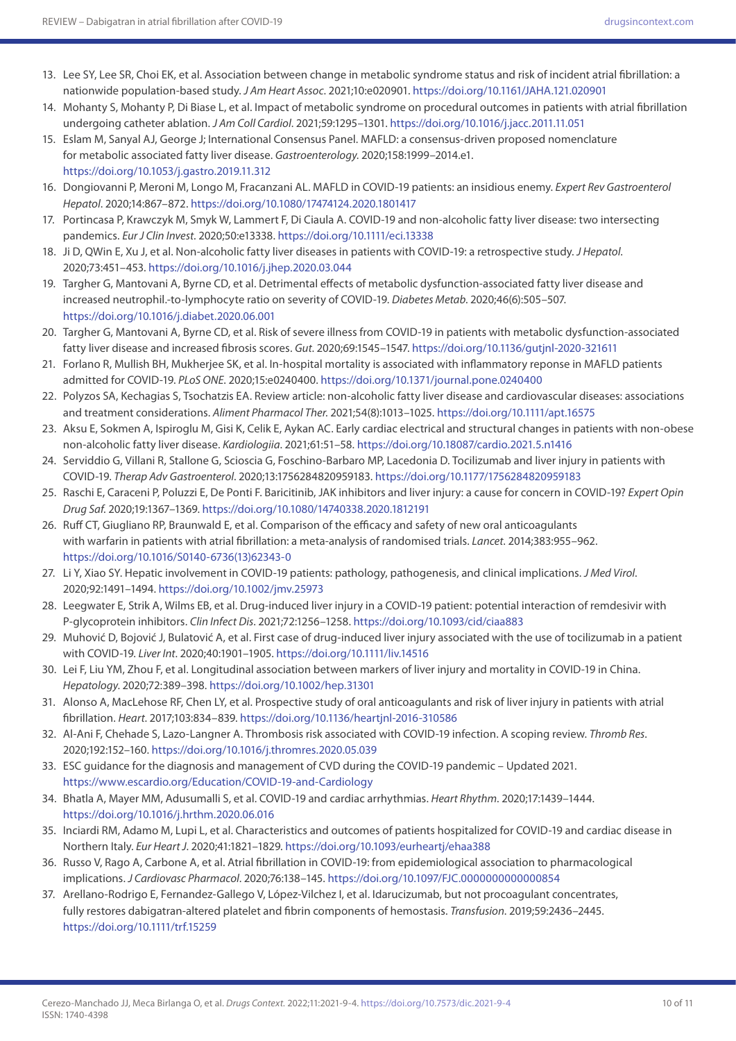13. Lee SY, Lee SR, Choi EK, et al. Association between change in metabolic syndrome status and risk of incident atrial fibrillation: a nationwide population-based study. *J Am Heart Assoc*. 2021;10:e020901. https://doi.org/10.1161/JAHA.121.020901
14. Mohanty S, Mohanty P, Di Biase L, et al. Impact of metabolic syndrome on procedural outcomes in patients with atrial fibrillation undergoing catheter ablation. *J Am Coll Cardiol*. 2021;59:1295–1301. https://doi.org/10.1016/j.jacc.2011.11.051
15. Eslam M, Sanyal AJ, George J; International Consensus Panel. MAFLD: a consensus-driven proposed nomenclature for metabolic associated fatty liver disease. *Gastroenterology*. 2020;158:1999–2014.e1. https://doi.org/10.1053/j.gastro.2019.11.312
16. Dongiovanni P, Meroni M, Longo M, Fracanzani AL. MAFLD in COVID-19 patients: an insidious enemy. *Expert Rev Gastroenterol Hepatol*. 2020;14:867–872. https://doi.org/10.1080/17474124.2020.1801417
17. Portincasa P, Krawczyk M, Smyk W, Lammert F, Di Ciaula A. COVID-19 and non-alcoholic fatty liver disease: two intersecting pandemics. *Eur J Clin Invest*. 2020;50:e13338. https://doi.org/10.1111/eci.13338
18. Ji D, QWin E, Xu J, et al. Non-alcoholic fatty liver diseases in patients with COVID-19: a retrospective study. *J Hepatol*. 2020;73:451–453. https://doi.org/10.1016/j.jhep.2020.03.044
19. Targher G, Mantovani A, Byrne CD, et al. Detrimental effects of metabolic dysfunction-associated fatty liver disease and increased neutrophil.-to-lymphocyte ratio on severity of COVID-19. *Diabetes Metab*. 2020;46(6):505–507. https://doi.org/10.1016/j.diabet.2020.06.001
20. Targher G, Mantovani A, Byrne CD, et al. Risk of severe illness from COVID-19 in patients with metabolic dysfunction-associated fatty liver disease and increased fibrosis scores. *Gut*. 2020;69:1545–1547. https://doi.org/10.1136/gutjnl-2020-321611
21. Forlano R, Mullish BH, Mukherjee SK, et al. In-hospital mortality is associated with inflammatory reponse in MAFLD patients admitted for COVID-19. *PLoS ONE*. 2020;15:e0240400. https://doi.org/10.1371/journal.pone.0240400
22. Polyzos SA, Kechagias S, Tsochatzis EA. Review article: non-alcoholic fatty liver disease and cardiovascular diseases: associations and treatment considerations. *Aliment Pharmacol Ther*. 2021;54(8):1013–1025. https://doi.org/10.1111/apt.16575
23. Aksu E, Sokmen A, Ispiroglu M, Gisi K, Celik E, Aykan AC. Early cardiac electrical and structural changes in patients with non-obese non-alcoholic fatty liver disease. *Kardiologiia*. 2021;61:51–58. https://doi.org/10.18087/cardio.2021.5.n1416
24. Serviddio G, Villani R, Stallone G, Scioscia G, Foschino-Barbaro MP, Lacedonia D. Tocilizumab and liver injury in patients with COVID-19. *Therap Adv Gastroenterol*. 2020;13:1756284820959183. https://doi.org/10.1177/1756284820959183
25. Raschi E, Caraceni P, Poluzzi E, De Ponti F. Baricitinib, JAK inhibitors and liver injury: a cause for concern in COVID-19? *Expert Opin Drug Saf*. 2020;19:1367–1369. https://doi.org/10.1080/14740338.2020.1812191
26. Ruff CT, Giugliano RP, Braunwald E, et al. Comparison of the efficacy and safety of new oral anticoagulants with warfarin in patients with atrial fibrillation: a meta-analysis of randomised trials. *Lancet*. 2014;383:955–962. https://doi.org/10.1016/S0140-6736(13)62343-0
27. Li Y, Xiao SY. Hepatic involvement in COVID-19 patients: pathology, pathogenesis, and clinical implications. *J Med Virol*. 2020;92:1491–1494. https://doi.org/10.1002/jmv.25973
28. Leegwater E, Strik A, Wilms EB, et al. Drug-induced liver injury in a COVID-19 patient: potential interaction of remdesivir with P-glycoprotein inhibitors. *Clin Infect Dis*. 2021;72:1256–1258. https://doi.org/10.1093/cid/ciaa883
29. Muhović D, Bojović J, Bulatović A, et al. First case of drug-induced liver injury associated with the use of tocilizumab in a patient with COVID-19. *Liver Int*. 2020;40:1901–1905. https://doi.org/10.1111/liv.14516
30. Lei F, Liu YM, Zhou F, et al. Longitudinal association between markers of liver injury and mortality in COVID-19 in China. *Hepatology*. 2020;72:389–398. https://doi.org/10.1002/hep.31301
31. Alonso A, MacLehose RF, Chen LY, et al. Prospective study of oral anticoagulants and risk of liver injury in patients with atrial fibrillation. *Heart*. 2017;103:834–839. https://doi.org/10.1136/heartjnl-2016-310586
32. Al-Ani F, Chehade S, Lazo-Langner A. Thrombosis risk associated with COVID-19 infection. A scoping review. *Thromb Res*. 2020;192:152–160. https://doi.org/10.1016/j.thromres.2020.05.039
33. ESC guidance for the diagnosis and management of CVD during the COVID-19 pandemic – Updated 2021. https://www.escardio.org/Education/COVID-19-and-Cardiology
34. Bhatla A, Mayer MM, Adusumalli S, et al. COVID-19 and cardiac arrhythmias. *Heart Rhythm*. 2020;17:1439–1444. https://doi.org/10.1016/j.hrthm.2020.06.016
35. Inciardi RM, Adamo M, Lupi L, et al. Characteristics and outcomes of patients hospitalized for COVID-19 and cardiac disease in Northern Italy. *Eur Heart J*. 2020;41:1821–1829. https://doi.org/10.1093/eurheartj/ehaa388
36. Russo V, Rago A, Carbone A, et al. Atrial fibrillation in COVID-19: from epidemiological association to pharmacological implications. *J Cardiovasc Pharmacol*. 2020;76:138–145. https://doi.org/10.1097/FJC.0000000000000854
37. Arellano-Rodrigo E, Fernandez-Gallego V, López-Vilchez I, et al. Idarucizumab, but not procoagulant concentrates, fully restores dabigatran-altered platelet and fibrin components of hemostasis. *Transfusion*. 2019;59:2436–2445. https://doi.org/10.1111/trf.15259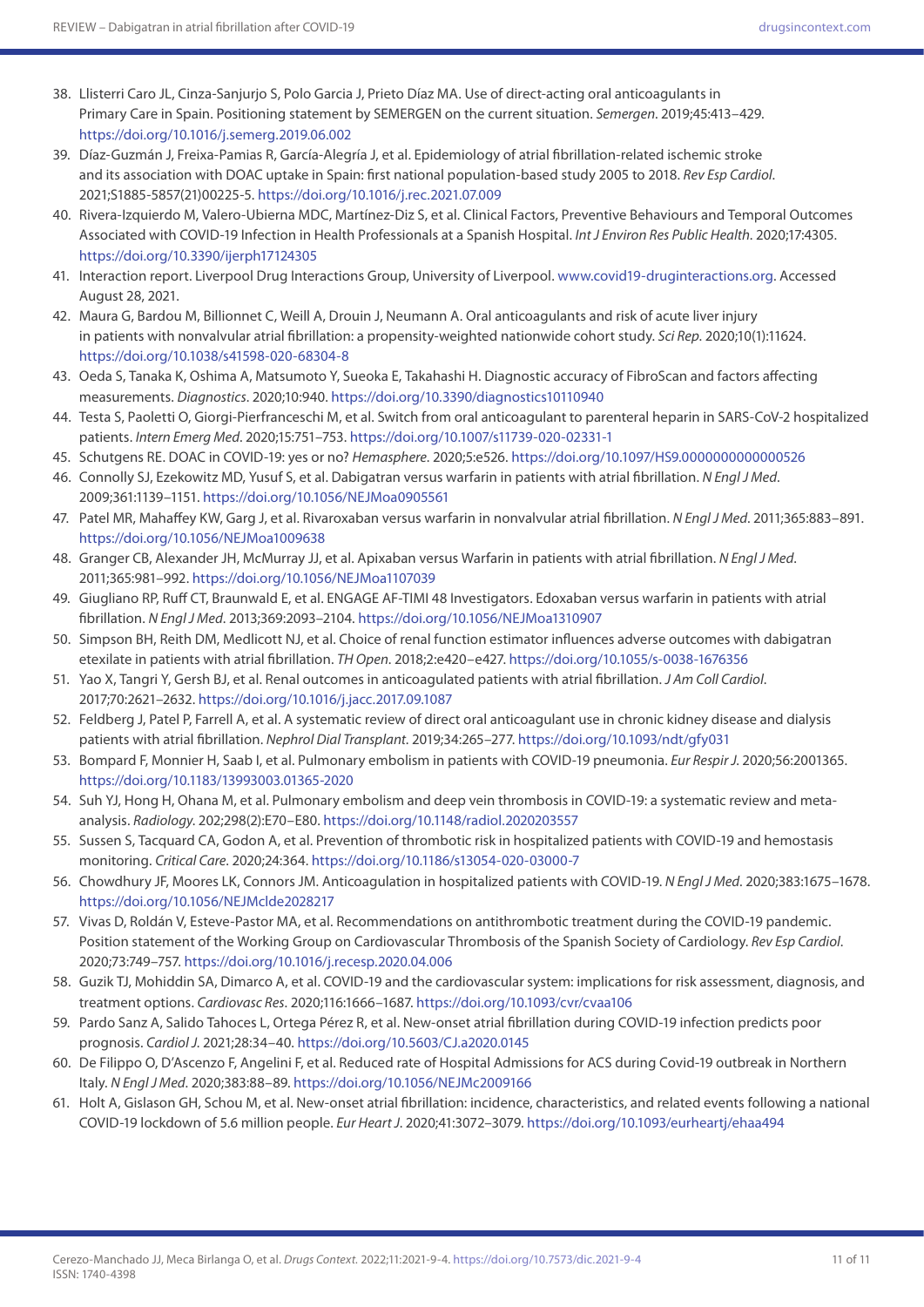38. Llisterri Caro JL, Cinza-Sanjurjo S, Polo Garcia J, Prieto Díaz MA. Use of direct-acting oral anticoagulants in Primary Care in Spain. Positioning statement by SEMERGEN on the current situation. *Semergen*. 2019;45:413–429. https://doi.org/10.1016/j.semerg.2019.06.002
39. Díaz-Guzmán J, Freixa-Pamias R, García-Alegría J, et al. Epidemiology of atrial fibrillation-related ischemic stroke and its association with DOAC uptake in Spain: first national population-based study 2005 to 2018. *Rev Esp Cardiol*. 2021;S1885-5857(21)00225-5. https://doi.org/10.1016/j.rec.2021.07.009
40. Rivera-Izquierdo M, Valero-Ubierna MDC, Martínez-Diz S, et al. Clinical Factors, Preventive Behaviours and Temporal Outcomes Associated with COVID-19 Infection in Health Professionals at a Spanish Hospital. *Int J Environ Res Public Health*. 2020;17:4305. https://doi.org/10.3390/ijerph17124305
41. Interaction report. Liverpool Drug Interactions Group, University of Liverpool. www.covid19-druginteractions.org. Accessed August 28, 2021.
42. Maura G, Bardou M, Billionnet C, Weill A, Drouin J, Neumann A. Oral anticoagulants and risk of acute liver injury in patients with nonvalvular atrial fibrillation: a propensity-weighted nationwide cohort study. *Sci Rep*. 2020;10(1):11624. https://doi.org/10.1038/s41598-020-68304-8
43. Oeda S, Tanaka K, Oshima A, Matsumoto Y, Sueoka E, Takahashi H. Diagnostic accuracy of FibroScan and factors affecting measurements. *Diagnostics*. 2020;10:940. https://doi.org/10.3390/diagnostics10110940
44. Testa S, Paoletti O, Giorgi-Pierfranceschi M, et al. Switch from oral anticoagulant to parenteral heparin in SARS-CoV-2 hospitalized patients. *Intern Emerg Med*. 2020;15:751–753. https://doi.org/10.1007/s11739-020-02331-1
45. Schutgens RE. DOAC in COVID-19: yes or no? *Hemasphere*. 2020;5:e526. https://doi.org/10.1097/HS9.0000000000000526
46. Connolly SJ, Ezekowitz MD, Yusuf S, et al. Dabigatran versus warfarin in patients with atrial fibrillation. *N Engl J Med*. 2009;361:1139–1151. https://doi.org/10.1056/NEJMoa0905561
47. Patel MR, Mahaffey KW, Garg J, et al. Rivaroxaban versus warfarin in nonvalvular atrial fibrillation. *N Engl J Med*. 2011;365:883–891. https://doi.org/10.1056/NEJMoa1009638
48. Granger CB, Alexander JH, McMurray JJ, et al. Apixaban versus Warfarin in patients with atrial fibrillation. *N Engl J Med*. 2011;365:981–992. https://doi.org/10.1056/NEJMoa1107039
49. Giugliano RP, Ruff CT, Braunwald E, et al. ENGAGE AF-TIMI 48 Investigators. Edoxaban versus warfarin in patients with atrial fibrillation. *N Engl J Med*. 2013;369:2093–2104. https://doi.org/10.1056/NEJMoa1310907
50. Simpson BH, Reith DM, Medlicott NJ, et al. Choice of renal function estimator influences adverse outcomes with dabigatran etexilate in patients with atrial fibrillation. *TH Open*. 2018;2:e420–e427. https://doi.org/10.1055/s-0038-1676356
51. Yao X, Tangri Y, Gersh BJ, et al. Renal outcomes in anticoagulated patients with atrial fibrillation. *J Am Coll Cardiol*. 2017;70:2621–2632. https://doi.org/10.1016/j.jacc.2017.09.1087
52. Feldberg J, Patel P, Farrell A, et al. A systematic review of direct oral anticoagulant use in chronic kidney disease and dialysis patients with atrial fibrillation. *Nephrol Dial Transplant*. 2019;34:265–277. https://doi.org/10.1093/ndt/gfy031
53. Bompard F, Monnier H, Saab I, et al. Pulmonary embolism in patients with COVID-19 pneumonia. *Eur Respir J*. 2020;56:2001365. https://doi.org/10.1183/13993003.01365-2020
54. Suh YJ, Hong H, Ohana M, et al. Pulmonary embolism and deep vein thrombosis in COVID-19: a systematic review and meta-analysis. *Radiology*. 202;298(2):E70–E80. https://doi.org/10.1148/radiol.2020203557
55. Sussen S, Tacquard CA, Godon A, et al. Prevention of thrombotic risk in hospitalized patients with COVID-19 and hemostasis monitoring. *Critical Care*. 2020;24:364. https://doi.org/10.1186/s13054-020-03000-7
56. Chowdhury JF, Moores LK, Connors JM. Anticoagulation in hospitalized patients with COVID-19. *N Engl J Med*. 2020;383:1675–1678. https://doi.org/10.1056/NEJMclde2028217
57. Vivas D, Roldán V, Esteve-Pastor MA, et al. Recommendations on antithrombotic treatment during the COVID-19 pandemic. Position statement of the Working Group on Cardiovascular Thrombosis of the Spanish Society of Cardiology. *Rev Esp Cardiol*. 2020;73:749–757. https://doi.org/10.1016/j.recesp.2020.04.006
58. Guzik TJ, Mohiddin SA, Dimarco A, et al. COVID-19 and the cardiovascular system: implications for risk assessment, diagnosis, and treatment options. *Cardiovasc Res*. 2020;116:1666–1687. https://doi.org/10.1093/cvr/cvaa106
59. Pardo Sanz A, Salido Tahoces L, Ortega Pérez R, et al. New-onset atrial fibrillation during COVID-19 infection predicts poor prognosis. *Cardiol J*. 2021;28:34–40. https://doi.org/10.5603/CJ.a2020.0145
60. De Filippo O, D'Ascenzo F, Angelini F, et al. Reduced rate of Hospital Admissions for ACS during Covid-19 outbreak in Northern Italy. *N Engl J Med*. 2020;383:88–89. https://doi.org/10.1056/NEJMc2009166
61. Holt A, Gislason GH, Schou M, et al. New-onset atrial fibrillation: incidence, characteristics, and related events following a national COVID-19 lockdown of 5.6 million people. *Eur Heart J*. 2020;41:3072–3079. https://doi.org/10.1093/eurheartj/ehaa494